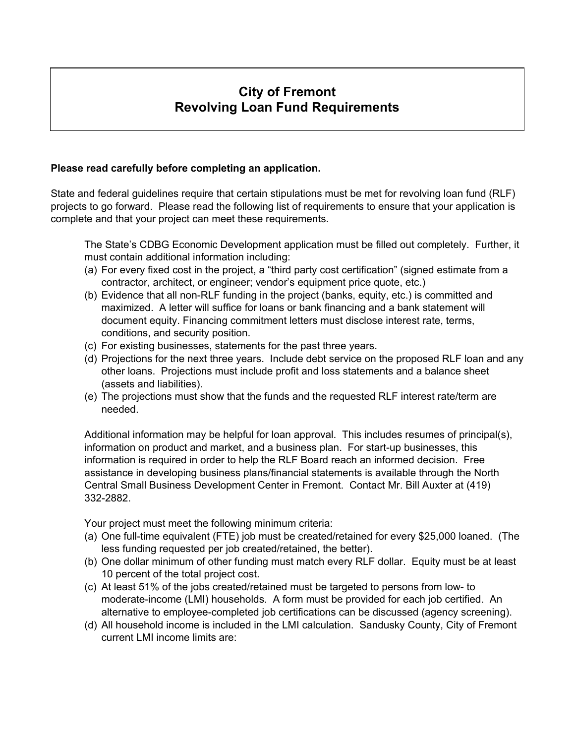# City of Fremont
# Revolving Loan Fund Requirements

**Please read carefully before completing an application.**

State and federal guidelines require that certain stipulations must be met for revolving loan fund (RLF) projects to go forward. Please read the following list of requirements to ensure that your application is complete and that your project can meet these requirements.

The State's CDBG Economic Development application must be filled out completely. Further, it must contain additional information including:

(a) For every fixed cost in the project, a "third party cost certification" (signed estimate from a contractor, architect, or engineer; vendor's equipment price quote, etc.)

(b) Evidence that all non-RLF funding in the project (banks, equity, etc.) is committed and maximized. A letter will suffice for loans or bank financing and a bank statement will document equity. Financing commitment letters must disclose interest rate, terms, conditions, and security position.

(c) For existing businesses, statements for the past three years.

(d) Projections for the next three years. Include debt service on the proposed RLF loan and any other loans. Projections must include profit and loss statements and a balance sheet (assets and liabilities).

(e) The projections must show that the funds and the requested RLF interest rate/term are needed.

Additional information may be helpful for loan approval. This includes resumes of principal(s), information on product and market, and a business plan. For start-up businesses, this information is required in order to help the RLF Board reach an informed decision. Free assistance in developing business plans/financial statements is available through the North Central Small Business Development Center in Fremont. Contact Mr. Bill Auxter at (419) 332-2882.

Your project must meet the following minimum criteria:

(a) One full-time equivalent (FTE) job must be created/retained for every $25,000 loaned. (The less funding requested per job created/retained, the better).

(b) One dollar minimum of other funding must match every RLF dollar. Equity must be at least 10 percent of the total project cost.

(c) At least 51% of the jobs created/retained must be targeted to persons from low- to moderate-income (LMI) households. A form must be provided for each job certified. An alternative to employee-completed job certifications can be discussed (agency screening).

(d) All household income is included in the LMI calculation. Sandusky County, City of Fremont current LMI income limits are: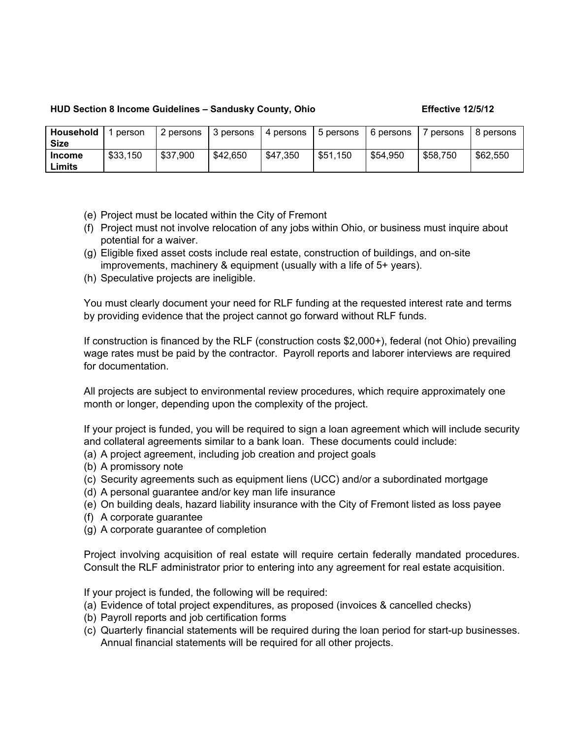**HUD Section 8 Income Guidelines – Sandusky County, Ohio** **Effective 12/5/12**

| Household Size | 1 person | 2 persons | 3 persons | 4 persons | 5 persons | 6 persons | 7 persons | 8 persons |
|---|---|---|---|---|---|---|---|---|
| **Income Limits** | $33,150 | $37,900 | $42,650 | $47,350 | $51,150 | $54,950 | $58,750 | $62,550 |

(e) Project must be located within the City of Fremont
(f) Project must not involve relocation of any jobs within Ohio, or business must inquire about potential for a waiver.
(g) Eligible fixed asset costs include real estate, construction of buildings, and on-site improvements, machinery & equipment (usually with a life of 5+ years).
(h) Speculative projects are ineligible.

You must clearly document your need for RLF funding at the requested interest rate and terms by providing evidence that the project cannot go forward without RLF funds.

If construction is financed by the RLF (construction costs $2,000+), federal (not Ohio) prevailing wage rates must be paid by the contractor. Payroll reports and laborer interviews are required for documentation.

All projects are subject to environmental review procedures, which require approximately one month or longer, depending upon the complexity of the project.

If your project is funded, you will be required to sign a loan agreement which will include security and collateral agreements similar to a bank loan. These documents could include:
(a) A project agreement, including job creation and project goals
(b) A promissory note
(c) Security agreements such as equipment liens (UCC) and/or a subordinated mortgage
(d) A personal guarantee and/or key man life insurance
(e) On building deals, hazard liability insurance with the City of Fremont listed as loss payee
(f) A corporate guarantee
(g) A corporate guarantee of completion

Project involving acquisition of real estate will require certain federally mandated procedures. Consult the RLF administrator prior to entering into any agreement for real estate acquisition.

If your project is funded, the following will be required:
(a) Evidence of total project expenditures, as proposed (invoices & cancelled checks)
(b) Payroll reports and job certification forms
(c) Quarterly financial statements will be required during the loan period for start-up businesses. Annual financial statements will be required for all other projects.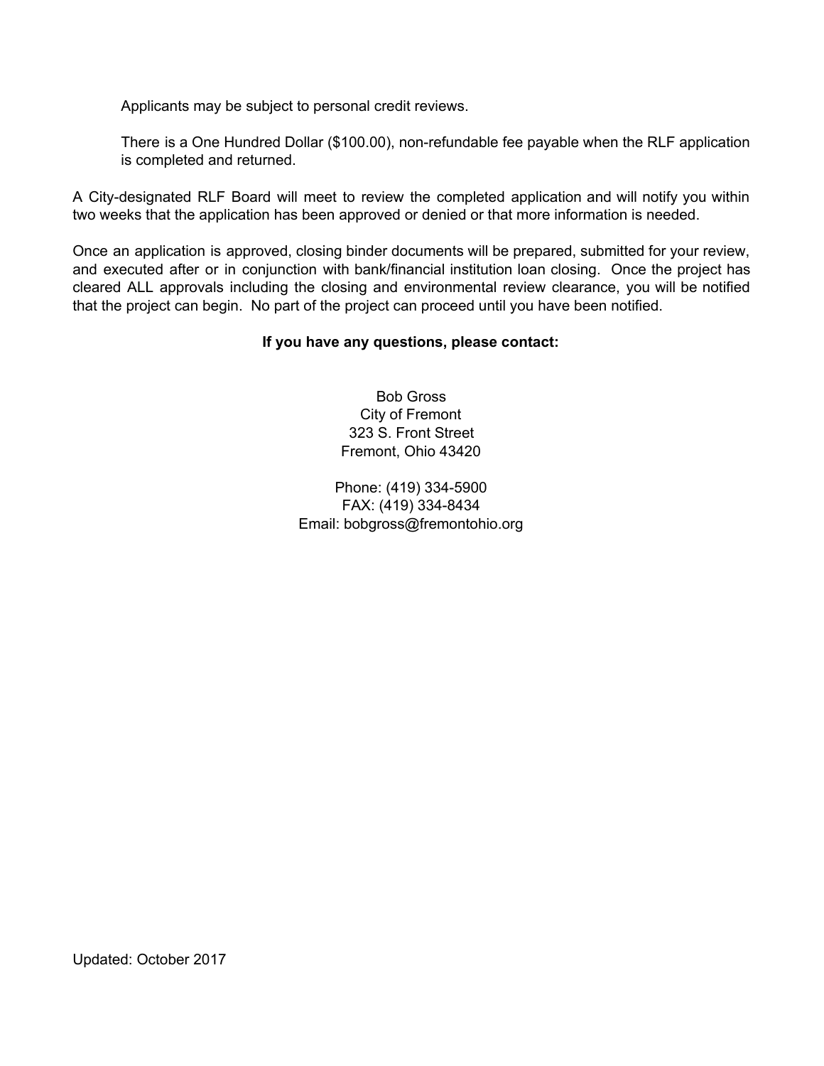Applicants may be subject to personal credit reviews.

There is a One Hundred Dollar ($100.00), non-refundable fee payable when the RLF application is completed and returned.

A City-designated RLF Board will meet to review the completed application and will notify you within two weeks that the application has been approved or denied or that more information is needed.

Once an application is approved, closing binder documents will be prepared, submitted for your review, and executed after or in conjunction with bank/financial institution loan closing. Once the project has cleared ALL approvals including the closing and environmental review clearance, you will be notified that the project can begin. No part of the project can proceed until you have been notified.

**If you have any questions, please contact:**

Bob Gross
City of Fremont
323 S. Front Street
Fremont, Ohio 43420

Phone: (419) 334-5900
FAX: (419) 334-8434
Email: bobgross@fremontohio.org

Updated: October 2017